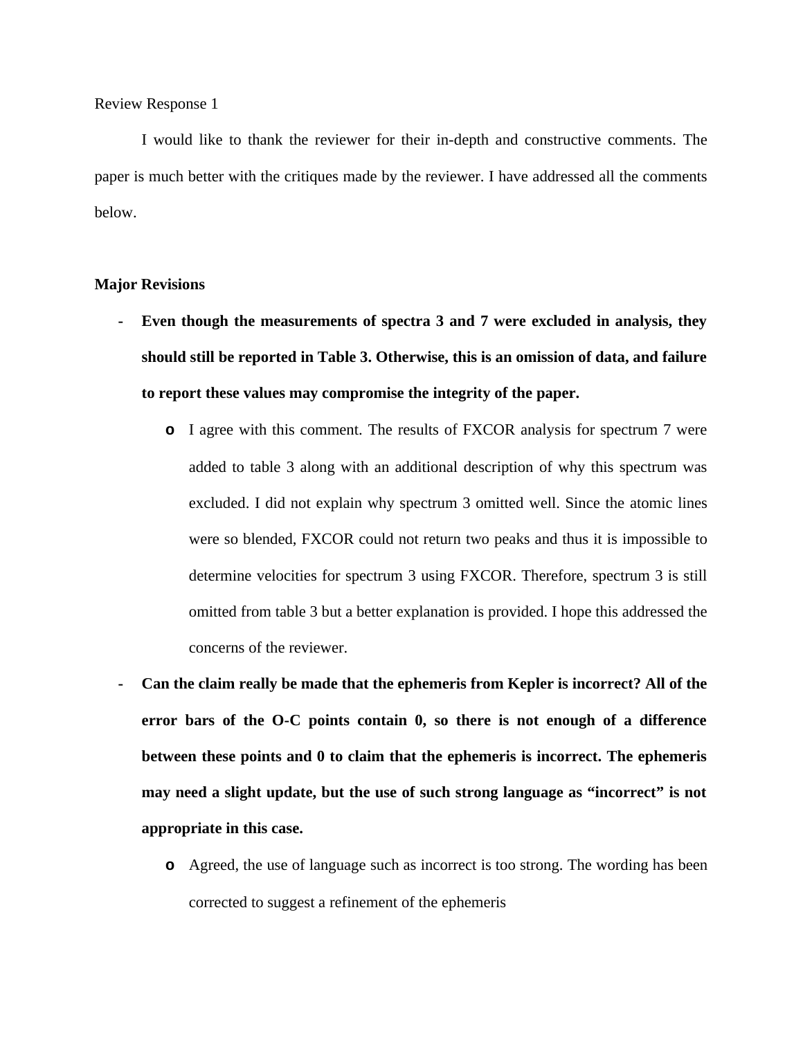Review Response 1

I would like to thank the reviewer for their in-depth and constructive comments. The paper is much better with the critiques made by the reviewer. I have addressed all the comments below.

**Major Revisions**

- **Even though the measurements of spectra 3 and 7 were excluded in analysis, they should still be reported in Table 3. Otherwise, this is an omission of data, and failure to report these values may compromise the integrity of the paper.**
  - I agree with this comment. The results of FXCOR analysis for spectrum 7 were added to table 3 along with an additional description of why this spectrum was excluded. I did not explain why spectrum 3 omitted well. Since the atomic lines were so blended, FXCOR could not return two peaks and thus it is impossible to determine velocities for spectrum 3 using FXCOR. Therefore, spectrum 3 is still omitted from table 3 but a better explanation is provided. I hope this addressed the concerns of the reviewer.
- **Can the claim really be made that the ephemeris from Kepler is incorrect? All of the error bars of the O-C points contain 0, so there is not enough of a difference between these points and 0 to claim that the ephemeris is incorrect. The ephemeris may need a slight update, but the use of such strong language as "incorrect" is not appropriate in this case.**
  - Agreed, the use of language such as incorrect is too strong. The wording has been corrected to suggest a refinement of the ephemeris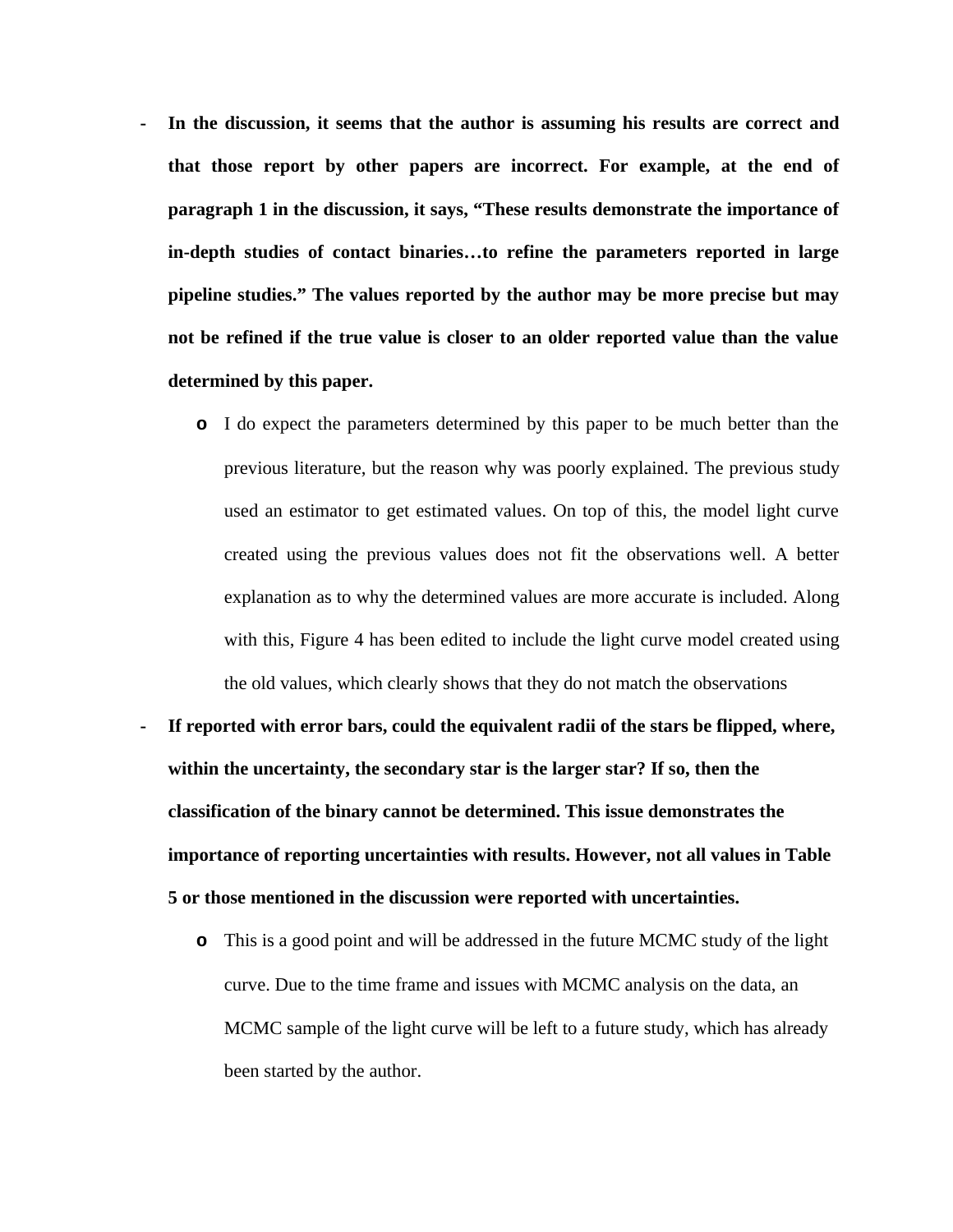- **In the discussion, it seems that the author is assuming his results are correct and that those report by other papers are incorrect. For example, at the end of paragraph 1 in the discussion, it says, "These results demonstrate the importance of in-depth studies of contact binaries…to refine the parameters reported in large pipeline studies." The values reported by the author may be more precise but may not be refined if the true value is closer to an older reported value than the value determined by this paper.**
  - I do expect the parameters determined by this paper to be much better than the previous literature, but the reason why was poorly explained. The previous study used an estimator to get estimated values. On top of this, the model light curve created using the previous values does not fit the observations well. A better explanation as to why the determined values are more accurate is included. Along with this, Figure 4 has been edited to include the light curve model created using the old values, which clearly shows that they do not match the observations
- **If reported with error bars, could the equivalent radii of the stars be flipped, where, within the uncertainty, the secondary star is the larger star? If so, then the classification of the binary cannot be determined. This issue demonstrates the importance of reporting uncertainties with results. However, not all values in Table 5 or those mentioned in the discussion were reported with uncertainties.**
  - This is a good point and will be addressed in the future MCMC study of the light curve. Due to the time frame and issues with MCMC analysis on the data, an MCMC sample of the light curve will be left to a future study, which has already been started by the author.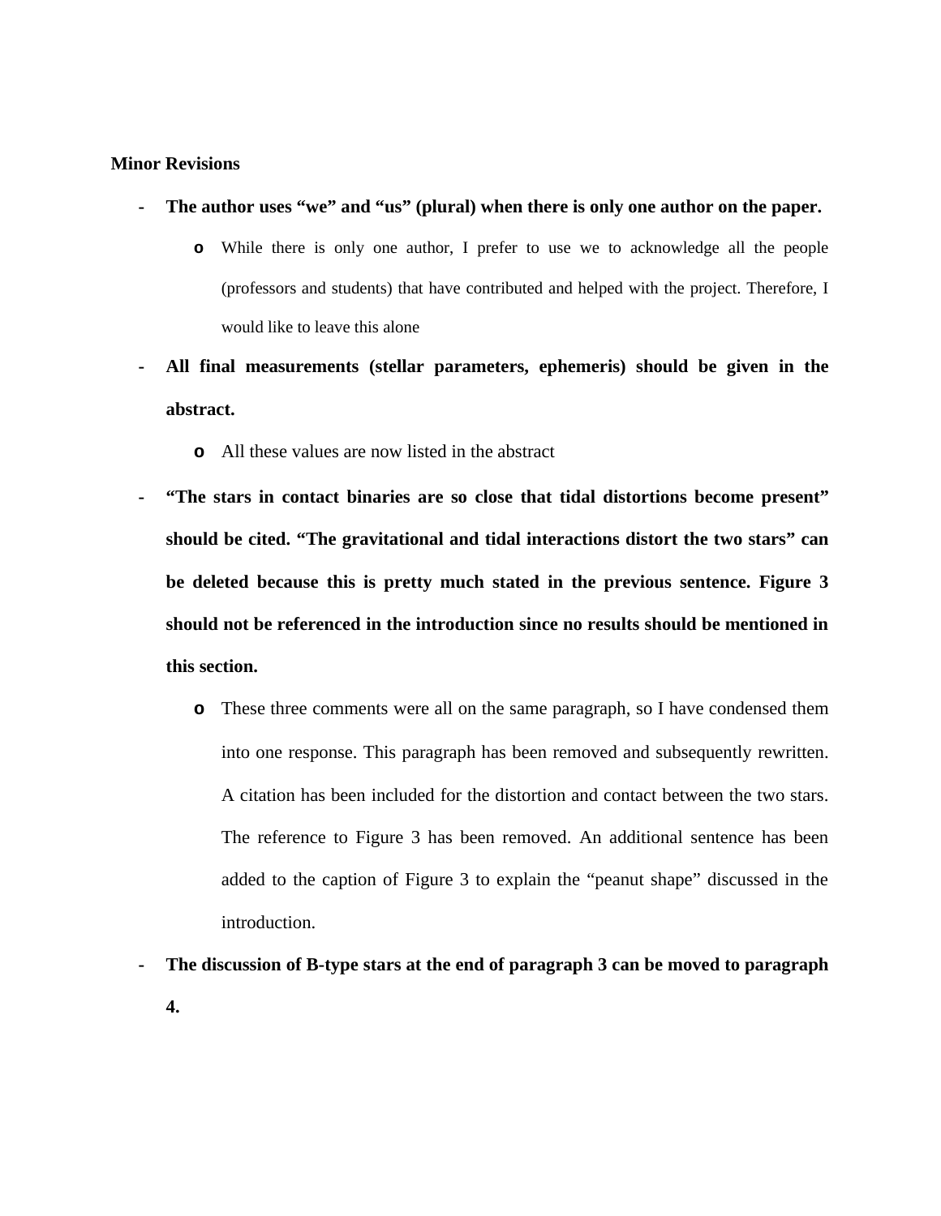**Minor Revisions**

- **The author uses "we" and "us" (plural) when there is only one author on the paper.**
    - While there is only one author, I prefer to use we to acknowledge all the people (professors and students) that have contributed and helped with the project. Therefore, I would like to leave this alone
- **All final measurements (stellar parameters, ephemeris) should be given in the abstract.**
    - All these values are now listed in the abstract
- **"The stars in contact binaries are so close that tidal distortions become present" should be cited. "The gravitational and tidal interactions distort the two stars" can be deleted because this is pretty much stated in the previous sentence. Figure 3 should not be referenced in the introduction since no results should be mentioned in this section.**
    - These three comments were all on the same paragraph, so I have condensed them into one response. This paragraph has been removed and subsequently rewritten. A citation has been included for the distortion and contact between the two stars. The reference to Figure 3 has been removed. An additional sentence has been added to the caption of Figure 3 to explain the "peanut shape" discussed in the introduction.
- **The discussion of B-type stars at the end of paragraph 3 can be moved to paragraph 4.**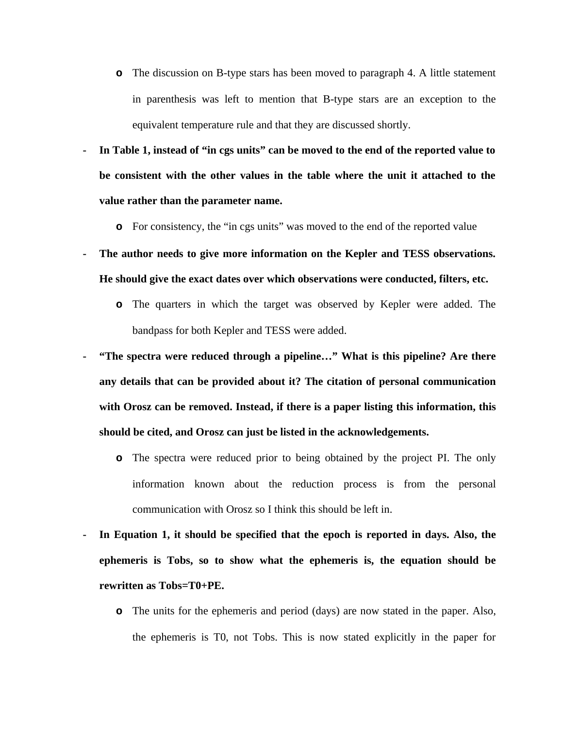- The discussion on B-type stars has been moved to paragraph 4. A little statement in parenthesis was left to mention that B-type stars are an exception to the equivalent temperature rule and that they are discussed shortly.

- **In Table 1, instead of "in cgs units" can be moved to the end of the reported value to be consistent with the other values in the table where the unit it attached to the value rather than the parameter name.**
  - For consistency, the "in cgs units" was moved to the end of the reported value

- **The author needs to give more information on the Kepler and TESS observations. He should give the exact dates over which observations were conducted, filters, etc.**
  - The quarters in which the target was observed by Kepler were added. The bandpass for both Kepler and TESS were added.

- **"The spectra were reduced through a pipeline…" What is this pipeline? Are there any details that can be provided about it? The citation of personal communication with Orosz can be removed. Instead, if there is a paper listing this information, this should be cited, and Orosz can just be listed in the acknowledgements.**
  - The spectra were reduced prior to being obtained by the project PI. The only information known about the reduction process is from the personal communication with Orosz so I think this should be left in.

- **In Equation 1, it should be specified that the epoch is reported in days. Also, the ephemeris is Tobs, so to show what the ephemeris is, the equation should be rewritten as Tobs=T0+PE.**
  - The units for the ephemeris and period (days) are now stated in the paper. Also, the ephemeris is T0, not Tobs. This is now stated explicitly in the paper for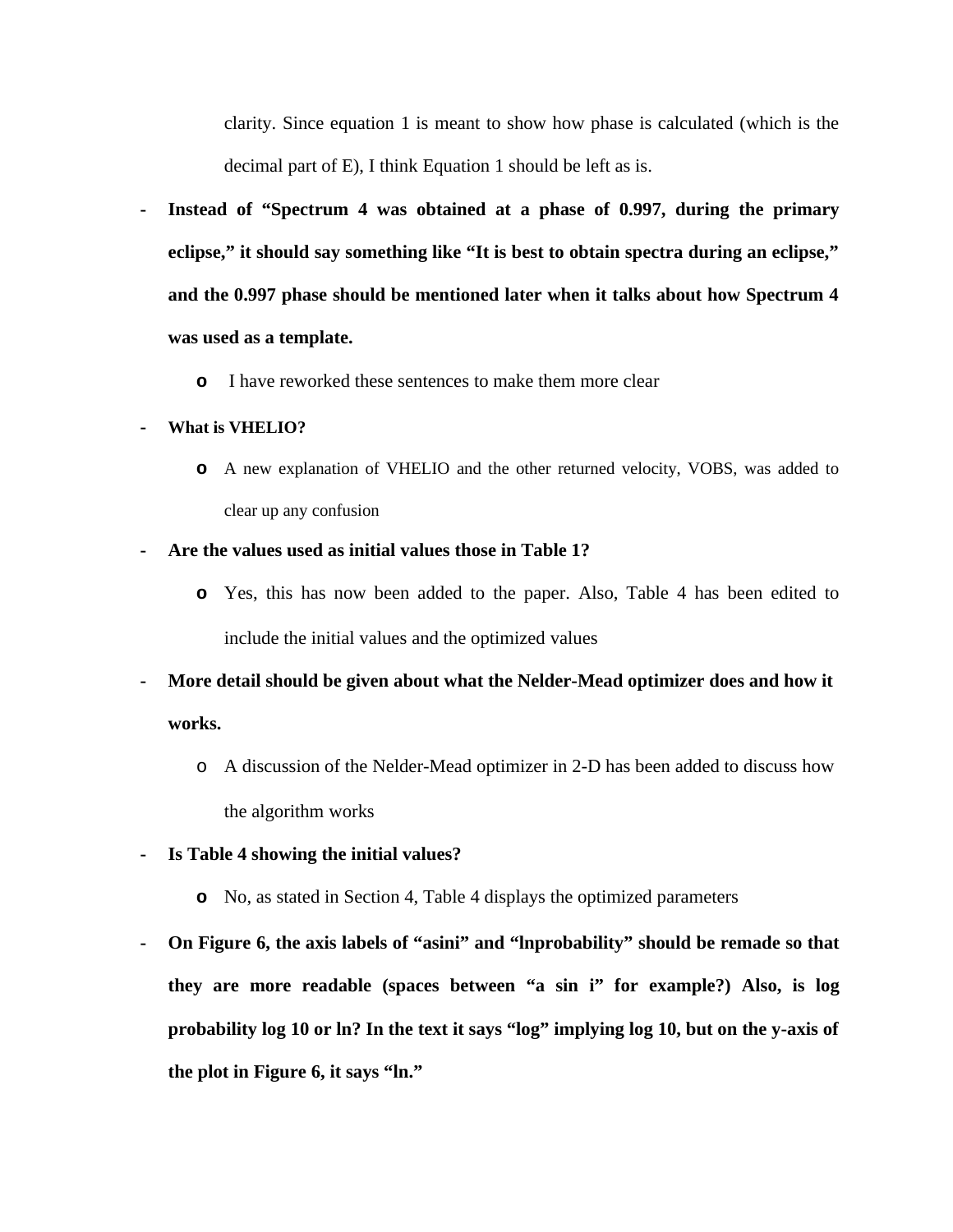clarity. Since equation 1 is meant to show how phase is calculated (which is the decimal part of E), I think Equation 1 should be left as is.

- **Instead of "Spectrum 4 was obtained at a phase of 0.997, during the primary eclipse," it should say something like "It is best to obtain spectra during an eclipse," and the 0.997 phase should be mentioned later when it talks about how Spectrum 4 was used as a template.**
  - I have reworked these sentences to make them more clear
- **What is VHELIO?**
  - A new explanation of VHELIO and the other returned velocity, VOBS, was added to clear up any confusion
- **Are the values used as initial values those in Table 1?**
  - Yes, this has now been added to the paper. Also, Table 4 has been edited to include the initial values and the optimized values
- **More detail should be given about what the Nelder-Mead optimizer does and how it works.**
  - A discussion of the Nelder-Mead optimizer in 2-D has been added to discuss how the algorithm works
- **Is Table 4 showing the initial values?**
  - No, as stated in Section 4, Table 4 displays the optimized parameters
- **On Figure 6, the axis labels of "asini" and "lnprobability" should be remade so that they are more readable (spaces between "a sin i" for example?) Also, is log probability log 10 or ln? In the text it says "log" implying log 10, but on the y-axis of the plot in Figure 6, it says "ln."**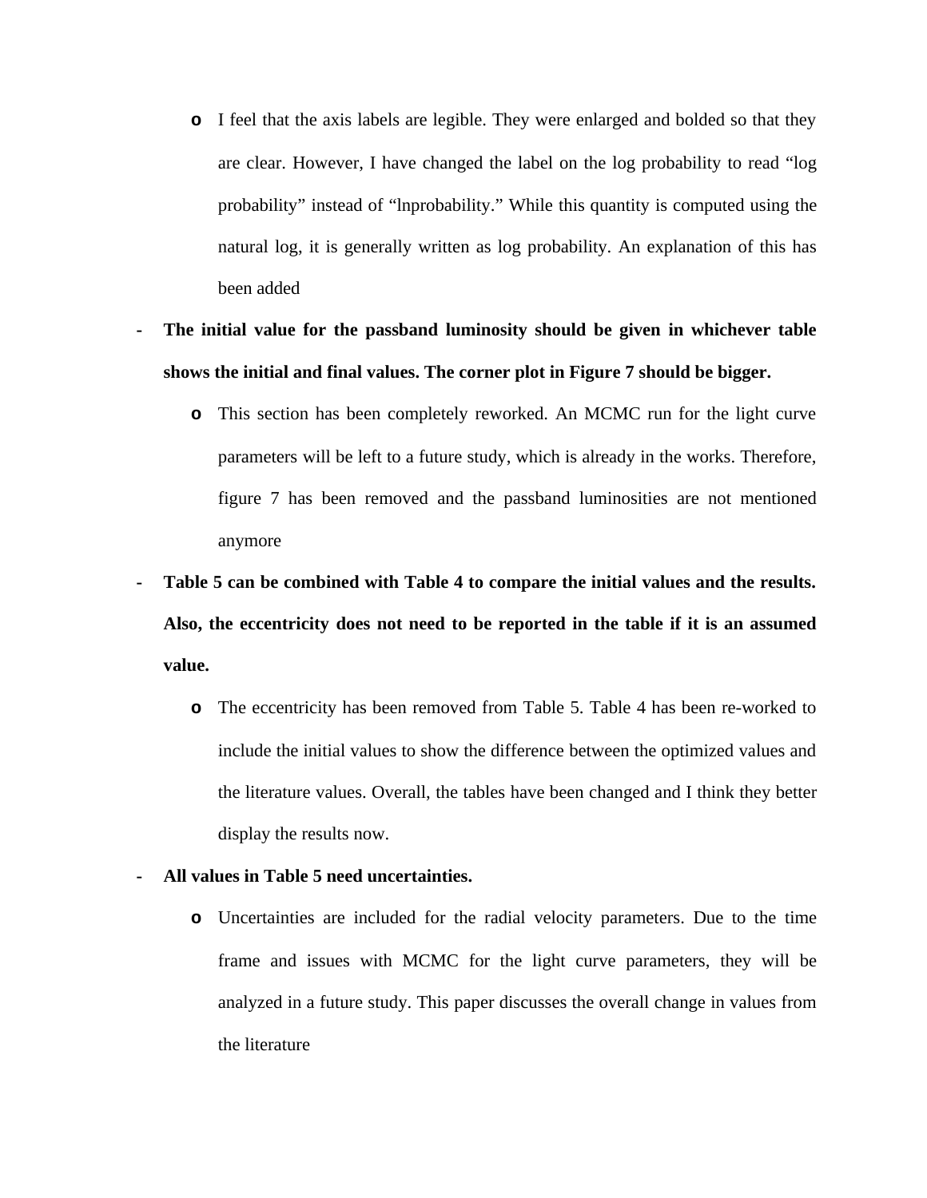- I feel that the axis labels are legible. They were enlarged and bolded so that they are clear. However, I have changed the label on the log probability to read "log probability" instead of "lnprobability." While this quantity is computed using the natural log, it is generally written as log probability. An explanation of this has been added

- **The initial value for the passband luminosity should be given in whichever table shows the initial and final values. The corner plot in Figure 7 should be bigger.**
  - This section has been completely reworked. An MCMC run for the light curve parameters will be left to a future study, which is already in the works. Therefore, figure 7 has been removed and the passband luminosities are not mentioned anymore

- **Table 5 can be combined with Table 4 to compare the initial values and the results. Also, the eccentricity does not need to be reported in the table if it is an assumed value.**
  - The eccentricity has been removed from Table 5. Table 4 has been re-worked to include the initial values to show the difference between the optimized values and the literature values. Overall, the tables have been changed and I think they better display the results now.

- **All values in Table 5 need uncertainties.**
  - Uncertainties are included for the radial velocity parameters. Due to the time frame and issues with MCMC for the light curve parameters, they will be analyzed in a future study. This paper discusses the overall change in values from the literature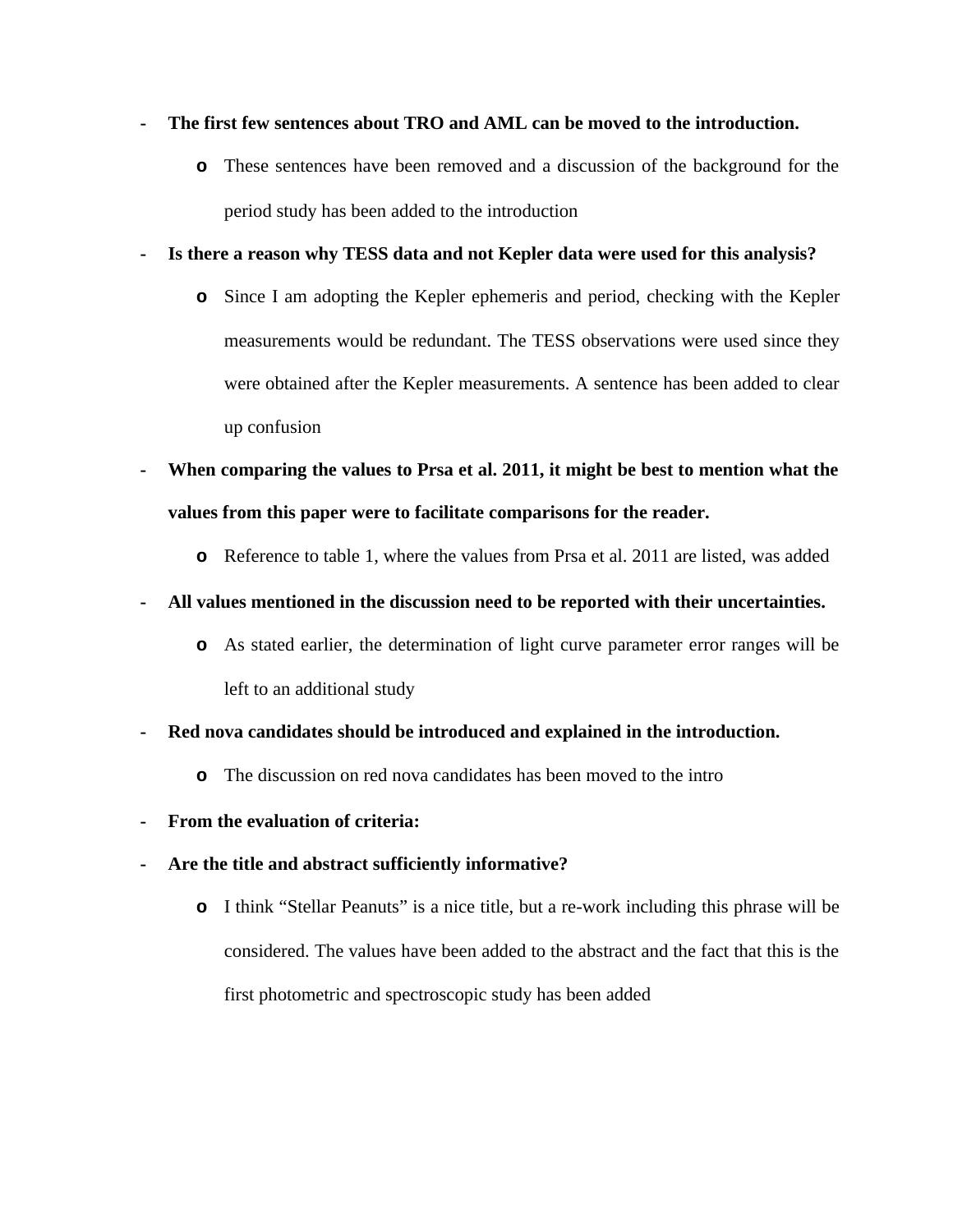- **The first few sentences about TRO and AML can be moved to the introduction.**
  - These sentences have been removed and a discussion of the background for the period study has been added to the introduction
- **Is there a reason why TESS data and not Kepler data were used for this analysis?**
  - Since I am adopting the Kepler ephemeris and period, checking with the Kepler measurements would be redundant. The TESS observations were used since they were obtained after the Kepler measurements. A sentence has been added to clear up confusion
- **When comparing the values to Prsa et al. 2011, it might be best to mention what the values from this paper were to facilitate comparisons for the reader.**
  - Reference to table 1, where the values from Prsa et al. 2011 are listed, was added
- **All values mentioned in the discussion need to be reported with their uncertainties.**
  - As stated earlier, the determination of light curve parameter error ranges will be left to an additional study
- **Red nova candidates should be introduced and explained in the introduction.**
  - The discussion on red nova candidates has been moved to the intro
- **From the evaluation of criteria:**
- **Are the title and abstract sufficiently informative?**
  - I think "Stellar Peanuts" is a nice title, but a re-work including this phrase will be considered. The values have been added to the abstract and the fact that this is the first photometric and spectroscopic study has been added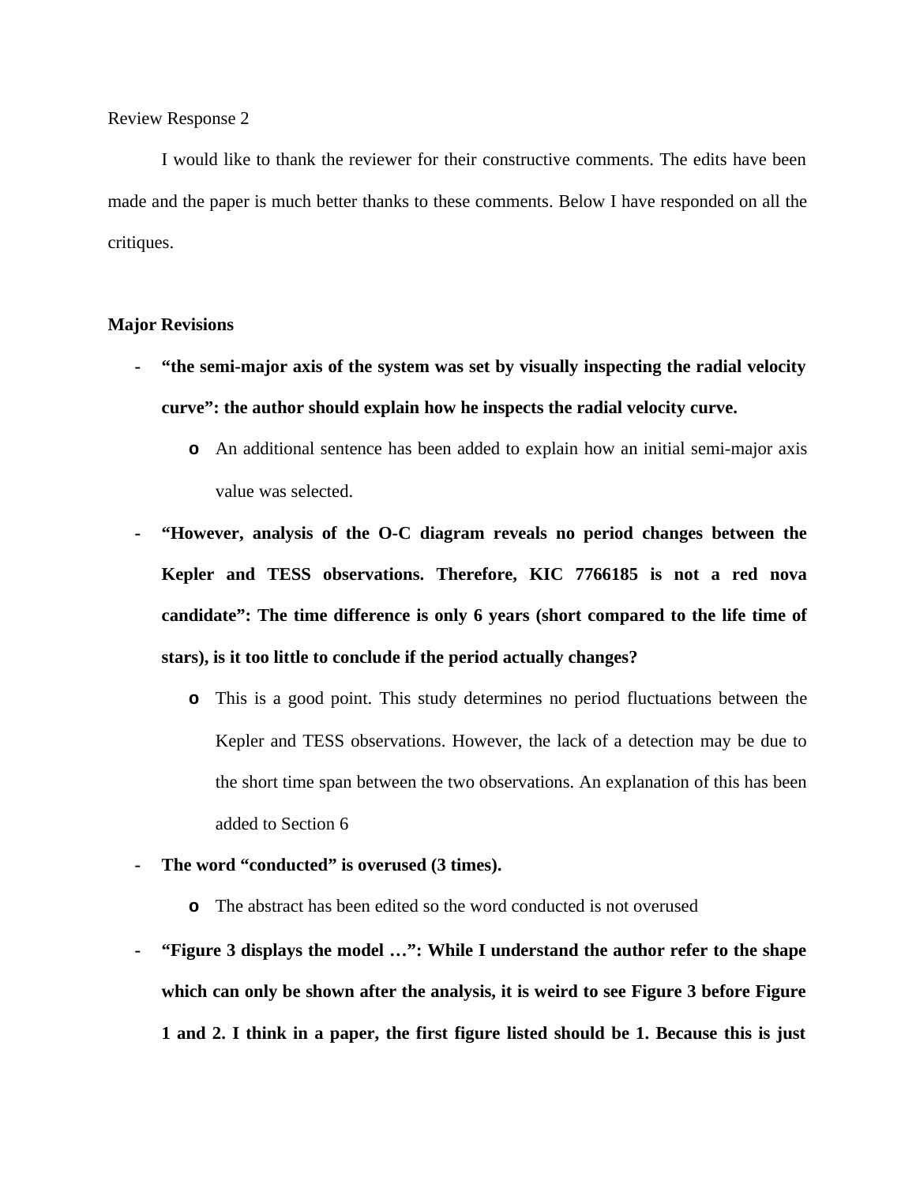Review Response 2

I would like to thank the reviewer for their constructive comments. The edits have been made and the paper is much better thanks to these comments. Below I have responded on all the critiques.

**Major Revisions**

- **“the semi-major axis of the system was set by visually inspecting the radial velocity curve”: the author should explain how he inspects the radial velocity curve.**
    - An additional sentence has been added to explain how an initial semi-major axis value was selected.
- **“However, analysis of the O-C diagram reveals no period changes between the Kepler and TESS observations. Therefore, KIC 7766185 is not a red nova candidate”: The time difference is only 6 years (short compared to the life time of stars), is it too little to conclude if the period actually changes?**
    - This is a good point. This study determines no period fluctuations between the Kepler and TESS observations. However, the lack of a detection may be due to the short time span between the two observations. An explanation of this has been added to Section 6
- **The word “conducted” is overused (3 times).**
    - The abstract has been edited so the word conducted is not overused
- **“Figure 3 displays the model …”: While I understand the author refer to the shape which can only be shown after the analysis, it is weird to see Figure 3 before Figure 1 and 2. I think in a paper, the first figure listed should be 1. Because this is just**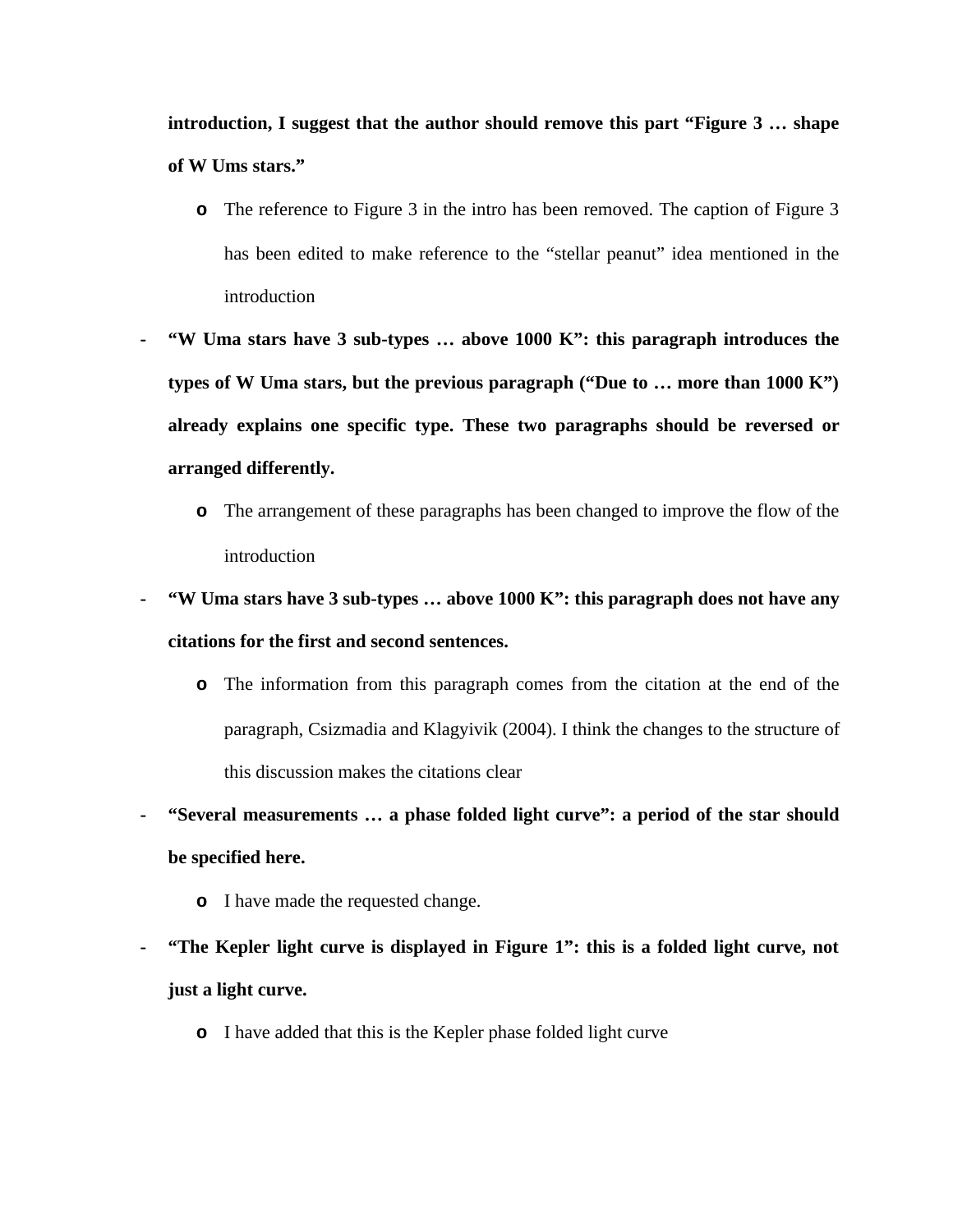**introduction, I suggest that the author should remove this part "Figure 3 … shape of W Ums stars."**

- The reference to Figure 3 in the intro has been removed. The caption of Figure 3 has been edited to make reference to the "stellar peanut" idea mentioned in the introduction

- **"W Uma stars have 3 sub-types … above 1000 K": this paragraph introduces the types of W Uma stars, but the previous paragraph ("Due to … more than 1000 K") already explains one specific type. These two paragraphs should be reversed or arranged differently.**
  - The arrangement of these paragraphs has been changed to improve the flow of the introduction
- **"W Uma stars have 3 sub-types … above 1000 K": this paragraph does not have any citations for the first and second sentences.**
  - The information from this paragraph comes from the citation at the end of the paragraph, Csizmadia and Klagyivik (2004). I think the changes to the structure of this discussion makes the citations clear
- **"Several measurements … a phase folded light curve": a period of the star should be specified here.**
  - I have made the requested change.
- **"The Kepler light curve is displayed in Figure 1": this is a folded light curve, not just a light curve.**
  - I have added that this is the Kepler phase folded light curve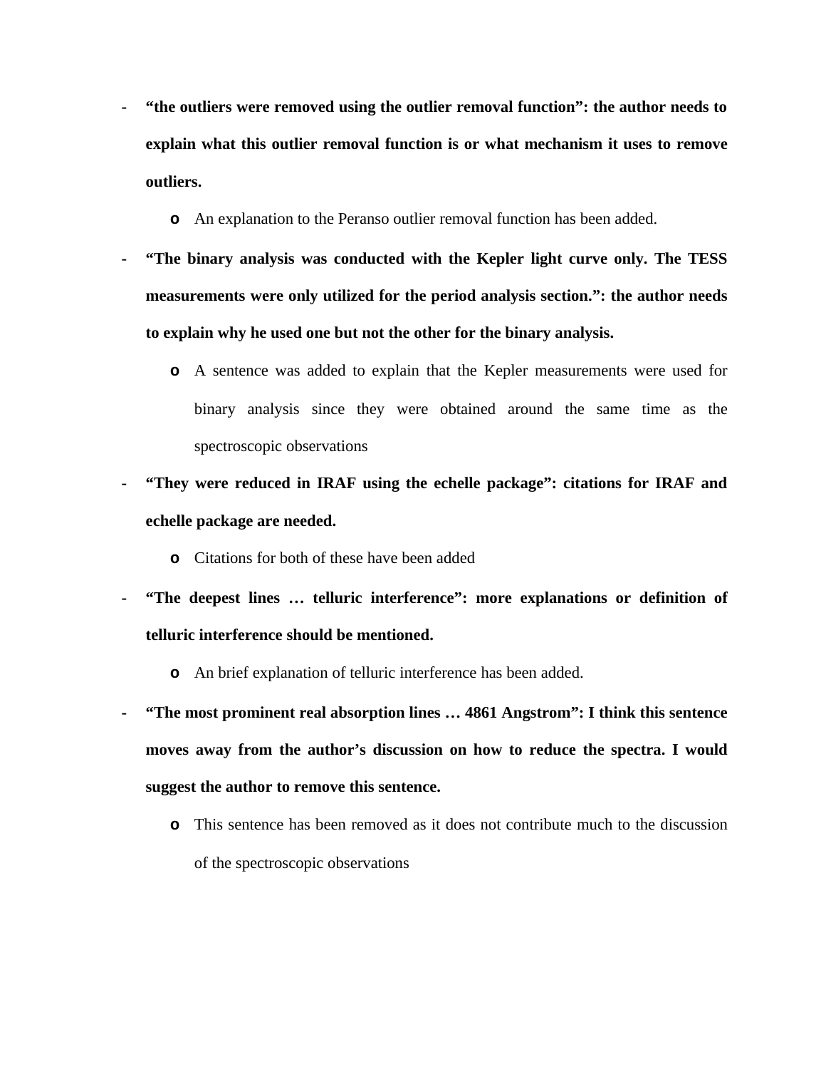- **"the outliers were removed using the outlier removal function": the author needs to explain what this outlier removal function is or what mechanism it uses to remove outliers.**
  - An explanation to the Peranso outlier removal function has been added.
- **"The binary analysis was conducted with the Kepler light curve only. The TESS measurements were only utilized for the period analysis section.": the author needs to explain why he used one but not the other for the binary analysis.**
  - A sentence was added to explain that the Kepler measurements were used for binary analysis since they were obtained around the same time as the spectroscopic observations
- **"They were reduced in IRAF using the echelle package": citations for IRAF and echelle package are needed.**
  - Citations for both of these have been added
- **"The deepest lines … telluric interference": more explanations or definition of telluric interference should be mentioned.**
  - An brief explanation of telluric interference has been added.
- **"The most prominent real absorption lines … 4861 Angstrom": I think this sentence moves away from the author's discussion on how to reduce the spectra. I would suggest the author to remove this sentence.**
  - This sentence has been removed as it does not contribute much to the discussion of the spectroscopic observations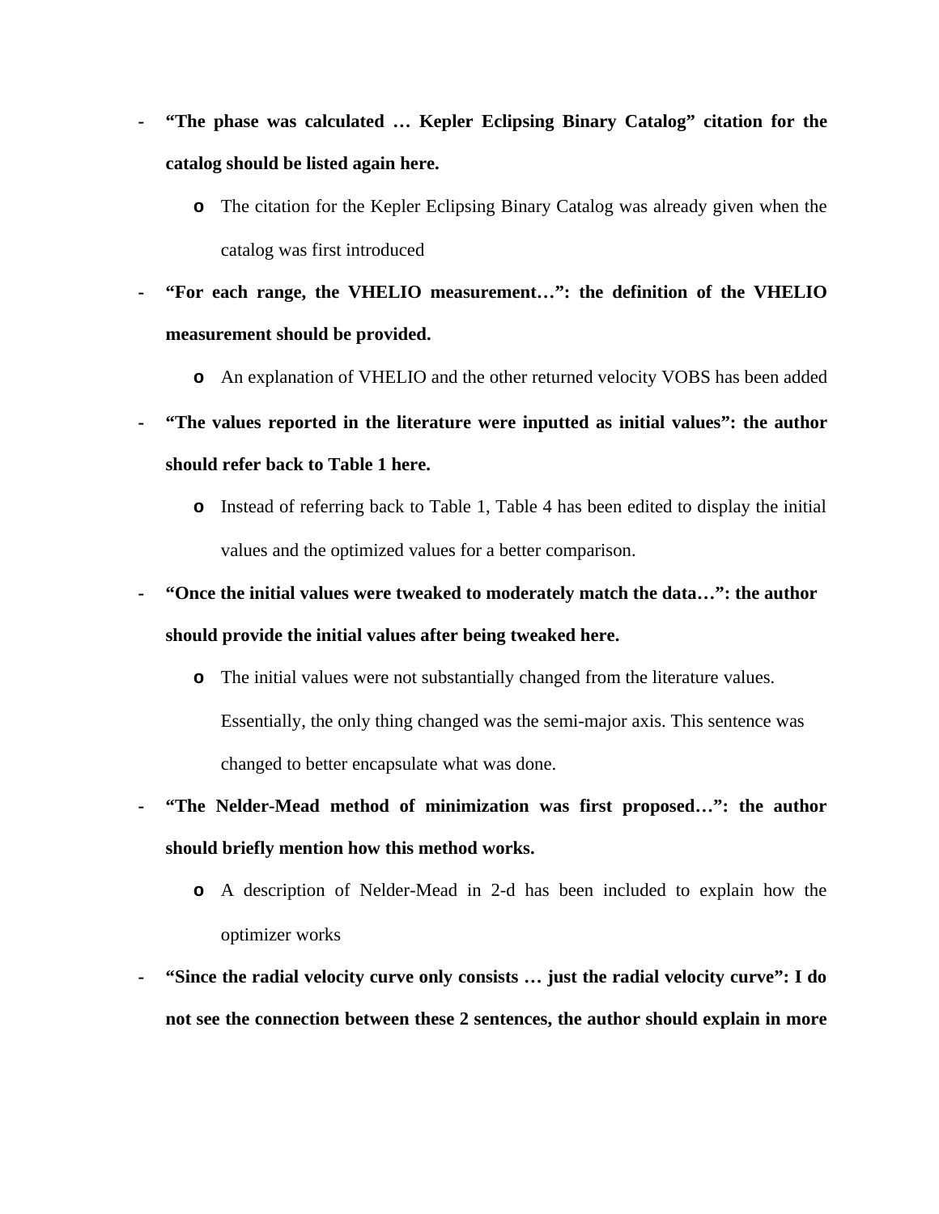- **"The phase was calculated … Kepler Eclipsing Binary Catalog" citation for the catalog should be listed again here.**
    - The citation for the Kepler Eclipsing Binary Catalog was already given when the catalog was first introduced
- **"For each range, the VHELIO measurement…": the definition of the VHELIO measurement should be provided.**
    - An explanation of VHELIO and the other returned velocity VOBS has been added
- **"The values reported in the literature were inputted as initial values": the author should refer back to Table 1 here.**
    - Instead of referring back to Table 1, Table 4 has been edited to display the initial values and the optimized values for a better comparison.
- **"Once the initial values were tweaked to moderately match the data…": the author should provide the initial values after being tweaked here.**
    - The initial values were not substantially changed from the literature values. Essentially, the only thing changed was the semi-major axis. This sentence was changed to better encapsulate what was done.
- **"The Nelder-Mead method of minimization was first proposed…": the author should briefly mention how this method works.**
    - A description of Nelder-Mead in 2-d has been included to explain how the optimizer works
- **"Since the radial velocity curve only consists … just the radial velocity curve": I do not see the connection between these 2 sentences, the author should explain in more**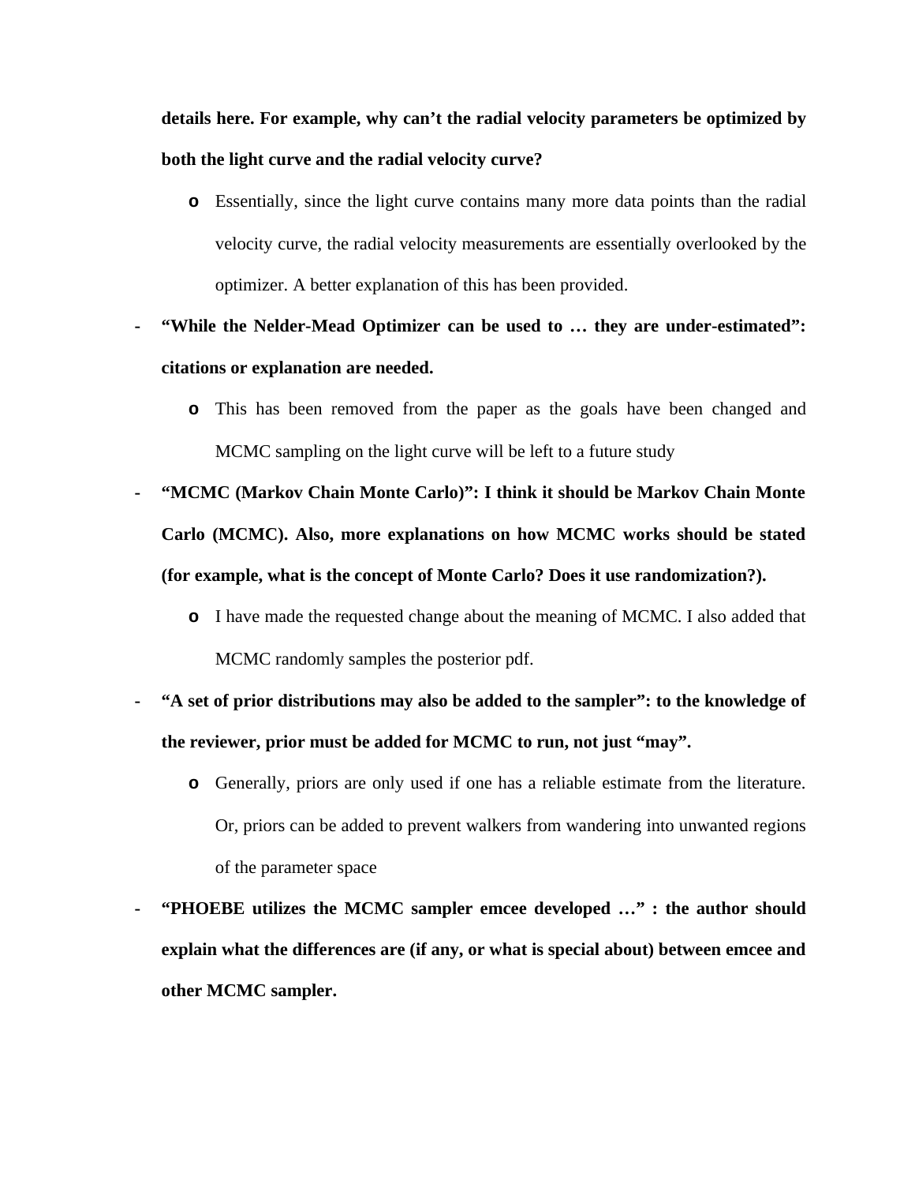**details here. For example, why can't the radial velocity parameters be optimized by both the light curve and the radial velocity curve?**

  - Essentially, since the light curve contains many more data points than the radial velocity curve, the radial velocity measurements are essentially overlooked by the optimizer. A better explanation of this has been provided.

- **"While the Nelder-Mead Optimizer can be used to … they are under-estimated": citations or explanation are needed.**
  - This has been removed from the paper as the goals have been changed and MCMC sampling on the light curve will be left to a future study

- **"MCMC (Markov Chain Monte Carlo)": I think it should be Markov Chain Monte Carlo (MCMC). Also, more explanations on how MCMC works should be stated (for example, what is the concept of Monte Carlo? Does it use randomization?).**
  - I have made the requested change about the meaning of MCMC. I also added that MCMC randomly samples the posterior pdf.

- **"A set of prior distributions may also be added to the sampler": to the knowledge of the reviewer, prior must be added for MCMC to run, not just "may".**
  - Generally, priors are only used if one has a reliable estimate from the literature. Or, priors can be added to prevent walkers from wandering into unwanted regions of the parameter space

- **"PHOEBE utilizes the MCMC sampler emcee developed …" : the author should explain what the differences are (if any, or what is special about) between emcee and other MCMC sampler.**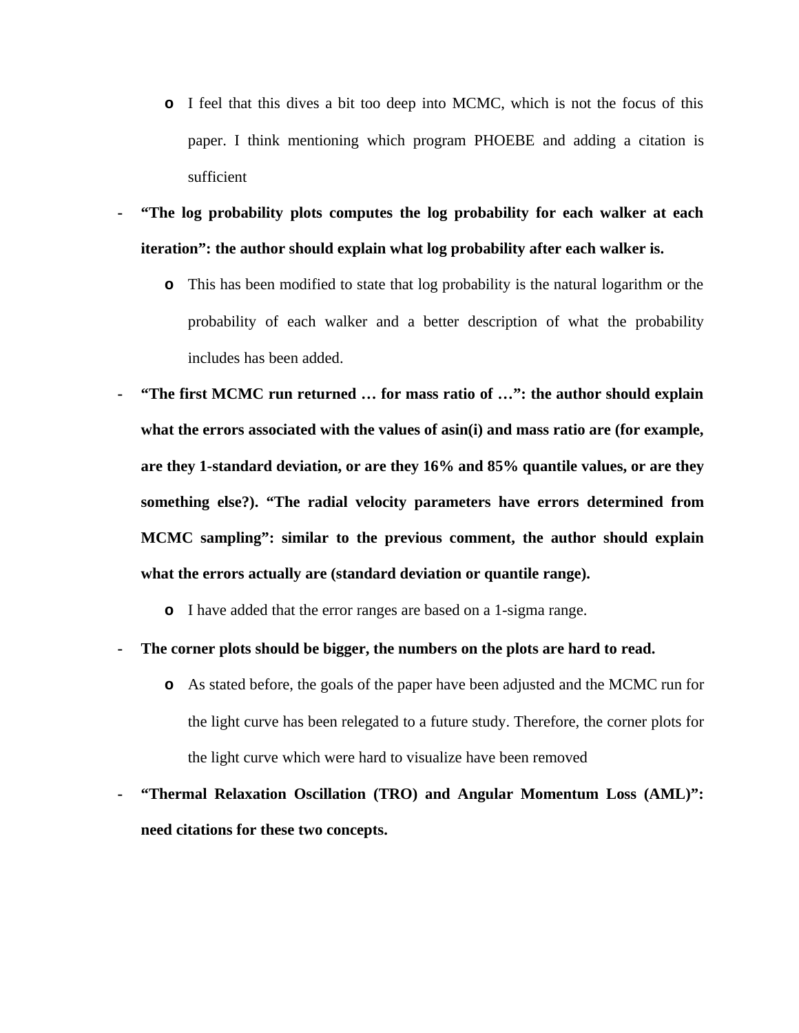- I feel that this dives a bit too deep into MCMC, which is not the focus of this paper. I think mentioning which program PHOEBE and adding a citation is sufficient

- **"The log probability plots computes the log probability for each walker at each iteration": the author should explain what log probability after each walker is.**
  - This has been modified to state that log probability is the natural logarithm or the probability of each walker and a better description of what the probability includes has been added.

- **"The first MCMC run returned … for mass ratio of …": the author should explain what the errors associated with the values of asin(i) and mass ratio are (for example, are they 1-standard deviation, or are they 16% and 85% quantile values, or are they something else?). "The radial velocity parameters have errors determined from MCMC sampling": similar to the previous comment, the author should explain what the errors actually are (standard deviation or quantile range).**
  - I have added that the error ranges are based on a 1-sigma range.

- **The corner plots should be bigger, the numbers on the plots are hard to read.**
  - As stated before, the goals of the paper have been adjusted and the MCMC run for the light curve has been relegated to a future study. Therefore, the corner plots for the light curve which were hard to visualize have been removed

- **"Thermal Relaxation Oscillation (TRO) and Angular Momentum Loss (AML)": need citations for these two concepts.**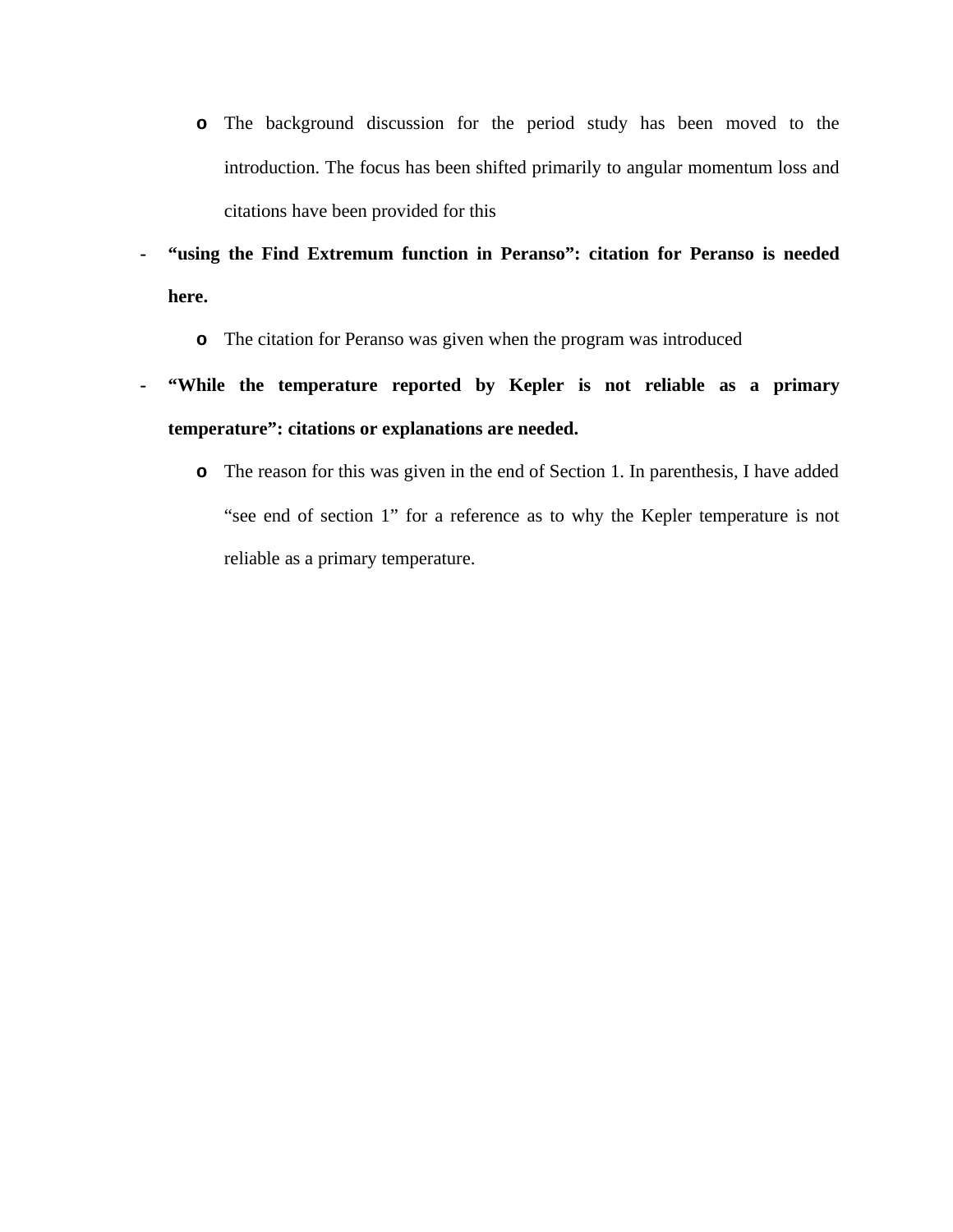- The background discussion for the period study has been moved to the introduction. The focus has been shifted primarily to angular momentum loss and citations have been provided for this

- **"using the Find Extremum function in Peranso": citation for Peranso is needed here.**
  - The citation for Peranso was given when the program was introduced

- **"While the temperature reported by Kepler is not reliable as a primary temperature": citations or explanations are needed.**
  - The reason for this was given in the end of Section 1. In parenthesis, I have added "see end of section 1" for a reference as to why the Kepler temperature is not reliable as a primary temperature.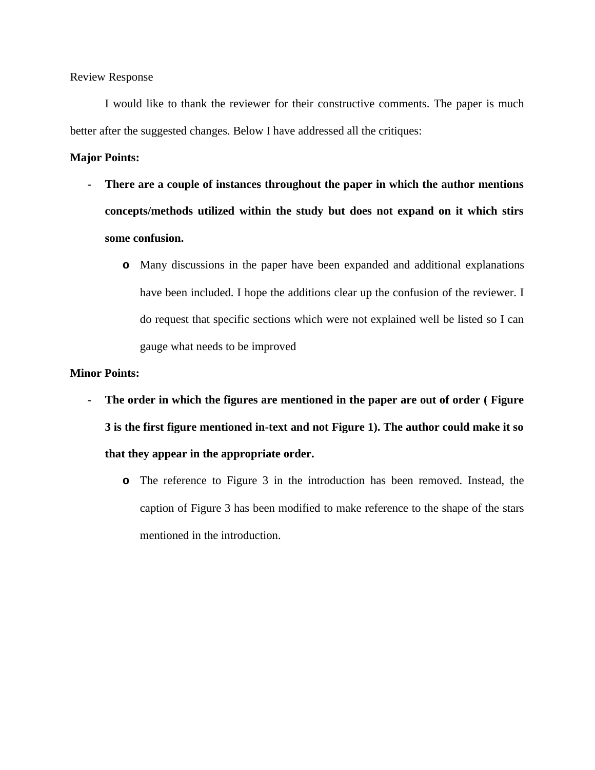Review Response

I would like to thank the reviewer for their constructive comments. The paper is much better after the suggested changes. Below I have addressed all the critiques:

**Major Points:**

- **There are a couple of instances throughout the paper in which the author mentions concepts/methods utilized within the study but does not expand on it which stirs some confusion.**
    - Many discussions in the paper have been expanded and additional explanations have been included. I hope the additions clear up the confusion of the reviewer. I do request that specific sections which were not explained well be listed so I can gauge what needs to be improved

**Minor Points:**

- **The order in which the figures are mentioned in the paper are out of order ( Figure 3 is the first figure mentioned in-text and not Figure 1). The author could make it so that they appear in the appropriate order.**
    - The reference to Figure 3 in the introduction has been removed. Instead, the caption of Figure 3 has been modified to make reference to the shape of the stars mentioned in the introduction.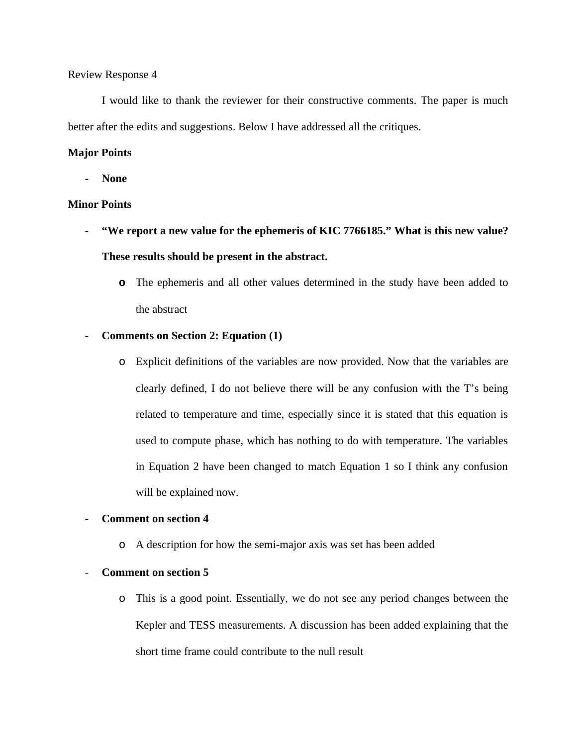Review Response 4

I would like to thank the reviewer for their constructive comments. The paper is much better after the edits and suggestions. Below I have addressed all the critiques.

**Major Points**

- **None**

**Minor Points**

- **"We report a new value for the ephemeris of KIC 7766185." What is this new value? These results should be present in the abstract.**
  - The ephemeris and all other values determined in the study have been added to the abstract
- **Comments on Section 2: Equation (1)**
  - Explicit definitions of the variables are now provided. Now that the variables are clearly defined, I do not believe there will be any confusion with the T's being related to temperature and time, especially since it is stated that this equation is used to compute phase, which has nothing to do with temperature. The variables in Equation 2 have been changed to match Equation 1 so I think any confusion will be explained now.
- **Comment on section 4**
  - A description for how the semi-major axis was set has been added
- **Comment on section 5**
  - This is a good point. Essentially, we do not see any period changes between the Kepler and TESS measurements. A discussion has been added explaining that the short time frame could contribute to the null result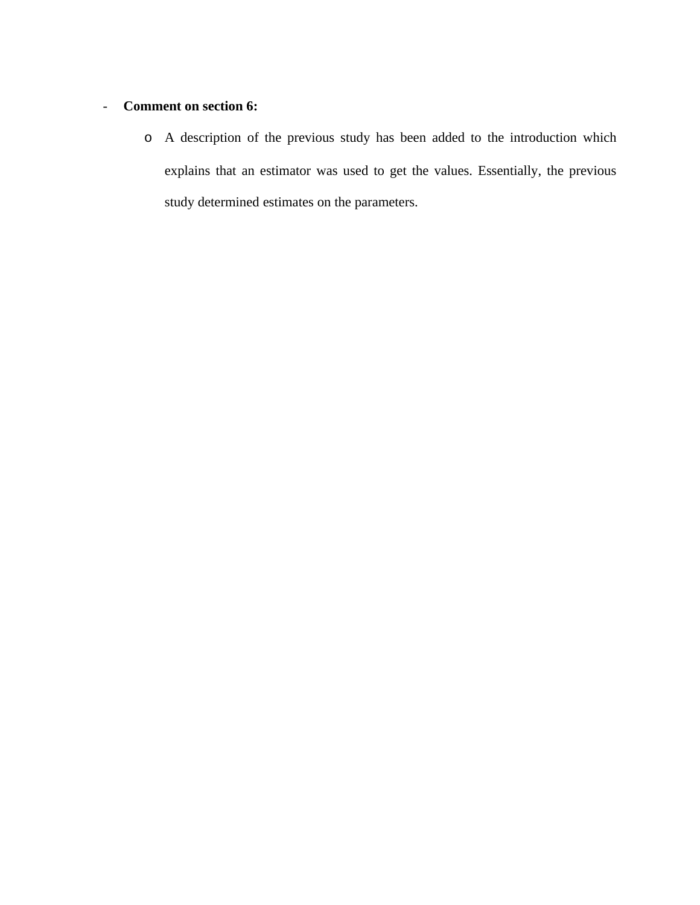- **Comment on section 6:**
  - A description of the previous study has been added to the introduction which explains that an estimator was used to get the values. Essentially, the previous study determined estimates on the parameters.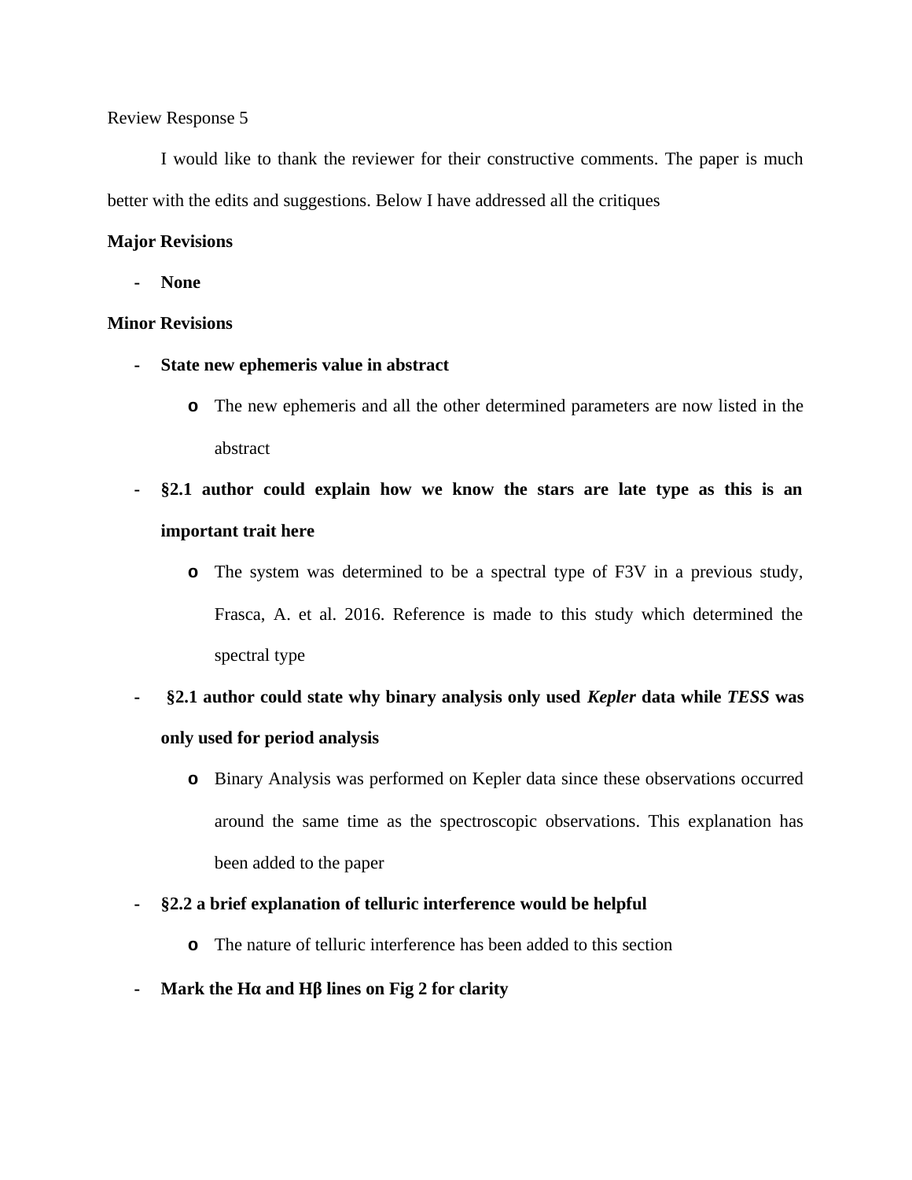Review Response 5

I would like to thank the reviewer for their constructive comments. The paper is much better with the edits and suggestions. Below I have addressed all the critiques

**Major Revisions**

- **None**

**Minor Revisions**

- **State new ephemeris value in abstract**
    - The new ephemeris and all the other determined parameters are now listed in the abstract
- **§2.1 author could explain how we know the stars are late type as this is an important trait here**
    - The system was determined to be a spectral type of F3V in a previous study, Frasca, A. et al. 2016. Reference is made to this study which determined the spectral type
- **§2.1 author could state why binary analysis only used *Kepler* data while *TESS* was only used for period analysis**
    - Binary Analysis was performed on Kepler data since these observations occurred around the same time as the spectroscopic observations. This explanation has been added to the paper
- **§2.2 a brief explanation of telluric interference would be helpful**
    - The nature of telluric interference has been added to this section
- **Mark the Hα and Hβ lines on Fig 2 for clarity**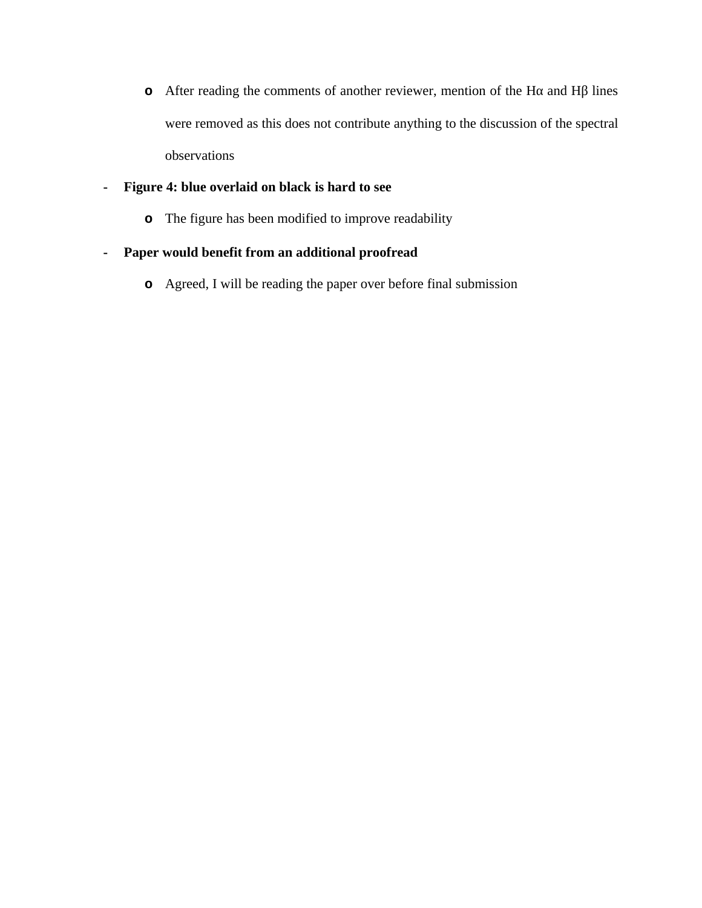- After reading the comments of another reviewer, mention of the Hα and Hβ lines were removed as this does not contribute anything to the discussion of the spectral observations

- **Figure 4: blue overlaid on black is hard to see**
  - The figure has been modified to improve readability
- **Paper would benefit from an additional proofread**
  - Agreed, I will be reading the paper over before final submission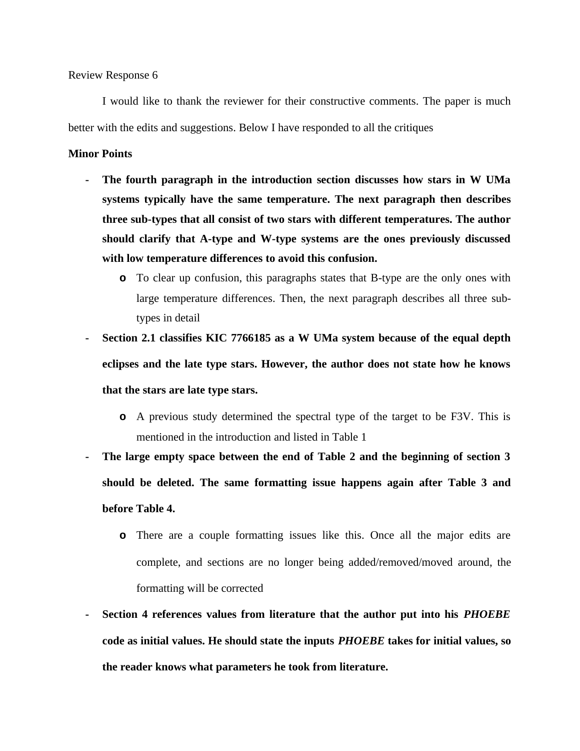Review Response 6

I would like to thank the reviewer for their constructive comments. The paper is much better with the edits and suggestions. Below I have responded to all the critiques

**Minor Points**

- **The fourth paragraph in the introduction section discusses how stars in W UMa systems typically have the same temperature. The next paragraph then describes three sub-types that all consist of two stars with different temperatures. The author should clarify that A-type and W-type systems are the ones previously discussed with low temperature differences to avoid this confusion.**
  - To clear up confusion, this paragraphs states that B-type are the only ones with large temperature differences. Then, the next paragraph describes all three sub-types in detail
- **Section 2.1 classifies KIC 7766185 as a W UMa system because of the equal depth eclipses and the late type stars. However, the author does not state how he knows that the stars are late type stars.**
  - A previous study determined the spectral type of the target to be F3V. This is mentioned in the introduction and listed in Table 1
- **The large empty space between the end of Table 2 and the beginning of section 3 should be deleted. The same formatting issue happens again after Table 3 and before Table 4.**
  - There are a couple formatting issues like this. Once all the major edits are complete, and sections are no longer being added/removed/moved around, the formatting will be corrected
- **Section 4 references values from literature that the author put into his *PHOEBE* code as initial values. He should state the inputs *PHOEBE* takes for initial values, so the reader knows what parameters he took from literature.**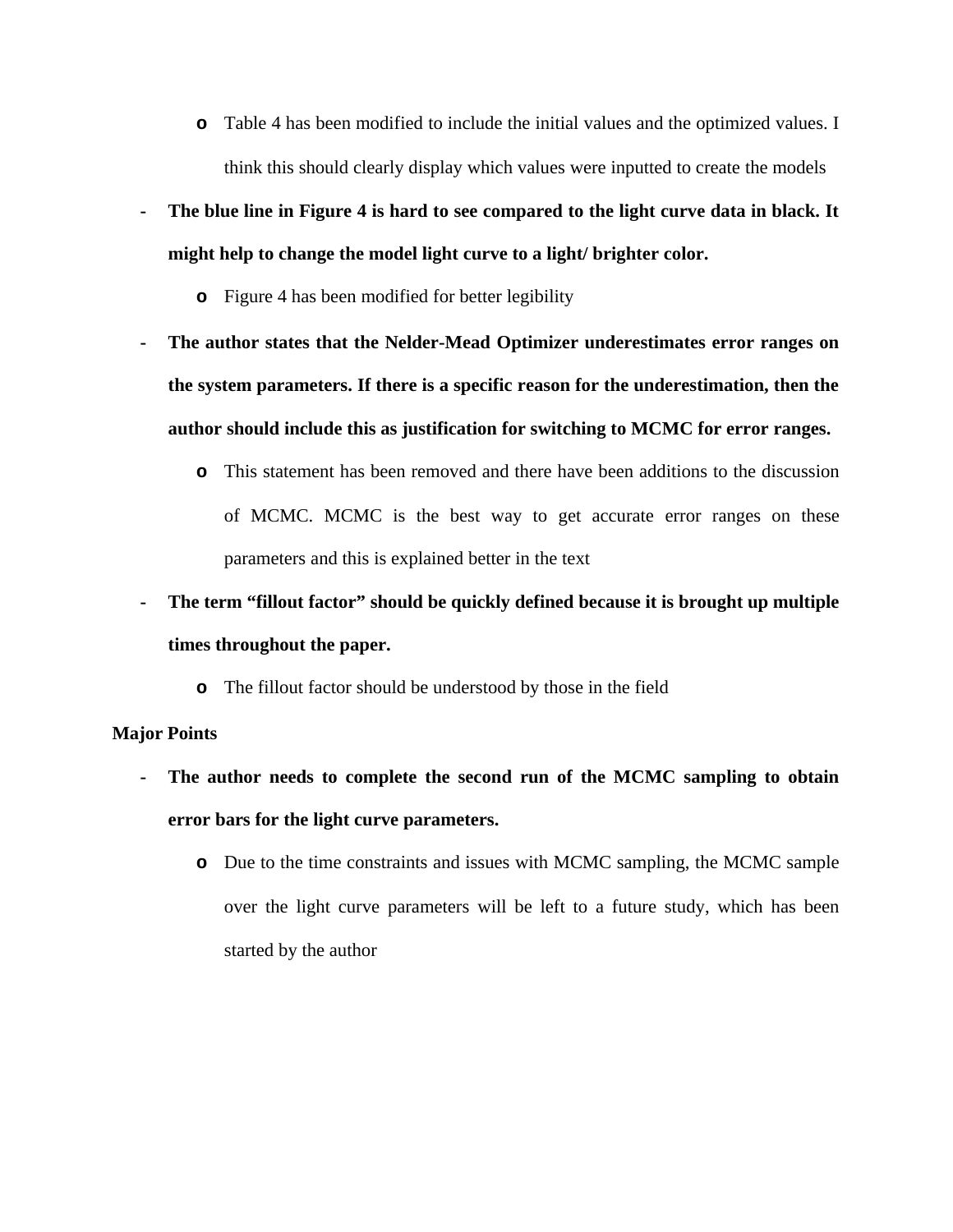- Table 4 has been modified to include the initial values and the optimized values. I think this should clearly display which values were inputted to create the models

- **The blue line in Figure 4 is hard to see compared to the light curve data in black. It might help to change the model light curve to a light/ brighter color.**
    - Figure 4 has been modified for better legibility

- **The author states that the Nelder-Mead Optimizer underestimates error ranges on the system parameters. If there is a specific reason for the underestimation, then the author should include this as justification for switching to MCMC for error ranges.**
    - This statement has been removed and there have been additions to the discussion of MCMC. MCMC is the best way to get accurate error ranges on these parameters and this is explained better in the text

- **The term "fillout factor" should be quickly defined because it is brought up multiple times throughout the paper.**
    - The fillout factor should be understood by those in the field

**Major Points**

- **The author needs to complete the second run of the MCMC sampling to obtain error bars for the light curve parameters.**
    - Due to the time constraints and issues with MCMC sampling, the MCMC sample over the light curve parameters will be left to a future study, which has been started by the author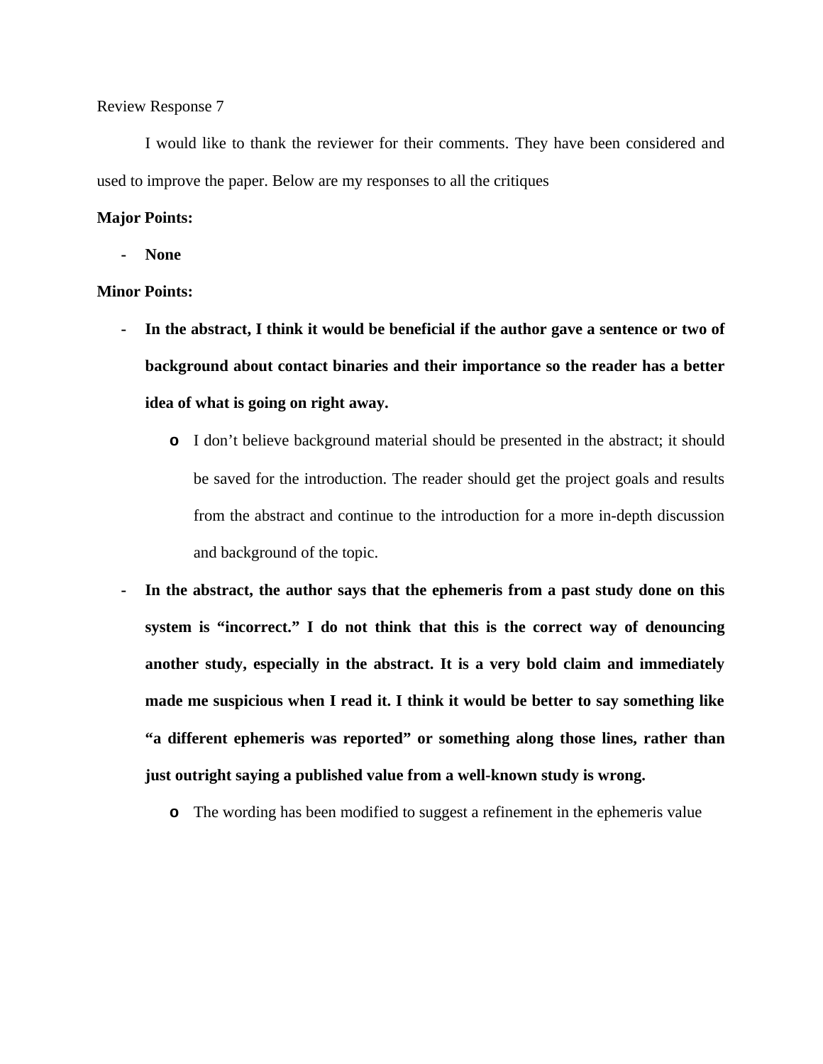Review Response 7

I would like to thank the reviewer for their comments. They have been considered and used to improve the paper. Below are my responses to all the critiques

**Major Points:**

- **None**

**Minor Points:**

- **In the abstract, I think it would be beneficial if the author gave a sentence or two of background about contact binaries and their importance so the reader has a better idea of what is going on right away.**
  - I don't believe background material should be presented in the abstract; it should be saved for the introduction. The reader should get the project goals and results from the abstract and continue to the introduction for a more in-depth discussion and background of the topic.
- **In the abstract, the author says that the ephemeris from a past study done on this system is "incorrect." I do not think that this is the correct way of denouncing another study, especially in the abstract. It is a very bold claim and immediately made me suspicious when I read it. I think it would be better to say something like "a different ephemeris was reported" or something along those lines, rather than just outright saying a published value from a well-known study is wrong.**
  - The wording has been modified to suggest a refinement in the ephemeris value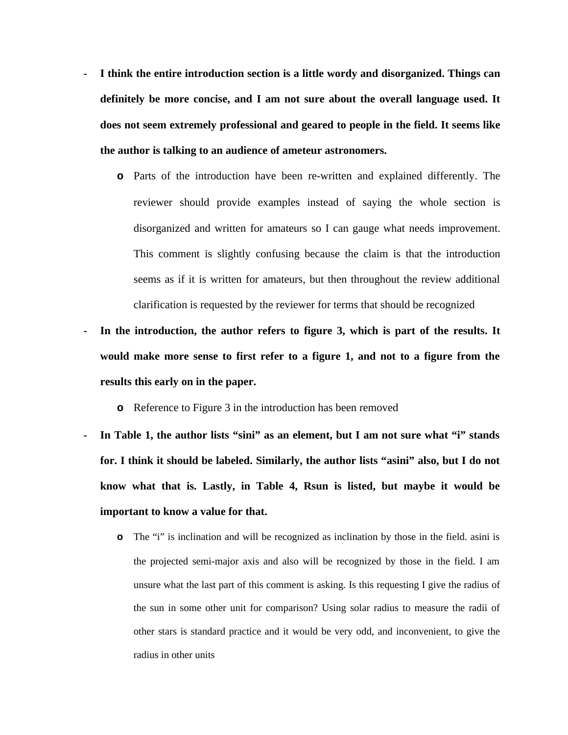- **I think the entire introduction section is a little wordy and disorganized. Things can definitely be more concise, and I am not sure about the overall language used. It does not seem extremely professional and geared to people in the field. It seems like the author is talking to an audience of ameteur astronomers.**
    - Parts of the introduction have been re-written and explained differently. The reviewer should provide examples instead of saying the whole section is disorganized and written for amateurs so I can gauge what needs improvement. This comment is slightly confusing because the claim is that the introduction seems as if it is written for amateurs, but then throughout the review additional clarification is requested by the reviewer for terms that should be recognized
- **In the introduction, the author refers to figure 3, which is part of the results. It would make more sense to first refer to a figure 1, and not to a figure from the results this early on in the paper.**
    - Reference to Figure 3 in the introduction has been removed
- **In Table 1, the author lists "sini" as an element, but I am not sure what "i" stands for. I think it should be labeled. Similarly, the author lists "asini" also, but I do not know what that is. Lastly, in Table 4, Rsun is listed, but maybe it would be important to know a value for that.**
    - The "i" is inclination and will be recognized as inclination by those in the field. asini is the projected semi-major axis and also will be recognized by those in the field. I am unsure what the last part of this comment is asking. Is this requesting I give the radius of the sun in some other unit for comparison? Using solar radius to measure the radii of other stars is standard practice and it would be very odd, and inconvenient, to give the radius in other units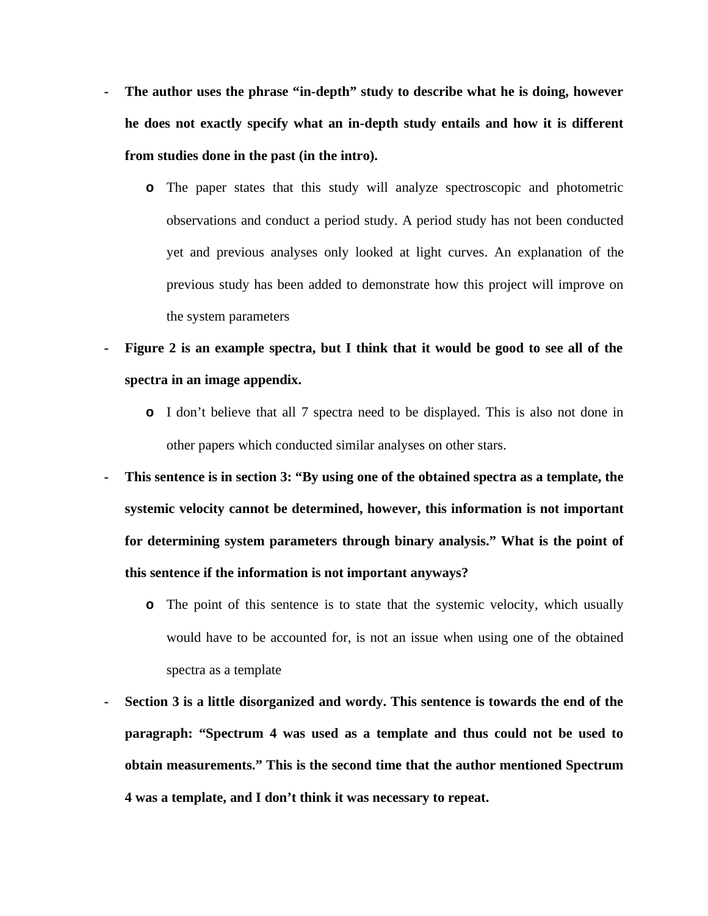- **The author uses the phrase "in-depth" study to describe what he is doing, however he does not exactly specify what an in-depth study entails and how it is different from studies done in the past (in the intro).**
    - The paper states that this study will analyze spectroscopic and photometric observations and conduct a period study. A period study has not been conducted yet and previous analyses only looked at light curves. An explanation of the previous study has been added to demonstrate how this project will improve on the system parameters
- **Figure 2 is an example spectra, but I think that it would be good to see all of the spectra in an image appendix.**
    - I don't believe that all 7 spectra need to be displayed. This is also not done in other papers which conducted similar analyses on other stars.
- **This sentence is in section 3: "By using one of the obtained spectra as a template, the systemic velocity cannot be determined, however, this information is not important for determining system parameters through binary analysis." What is the point of this sentence if the information is not important anyways?**
    - The point of this sentence is to state that the systemic velocity, which usually would have to be accounted for, is not an issue when using one of the obtained spectra as a template
- **Section 3 is a little disorganized and wordy. This sentence is towards the end of the paragraph: "Spectrum 4 was used as a template and thus could not be used to obtain measurements." This is the second time that the author mentioned Spectrum 4 was a template, and I don't think it was necessary to repeat.**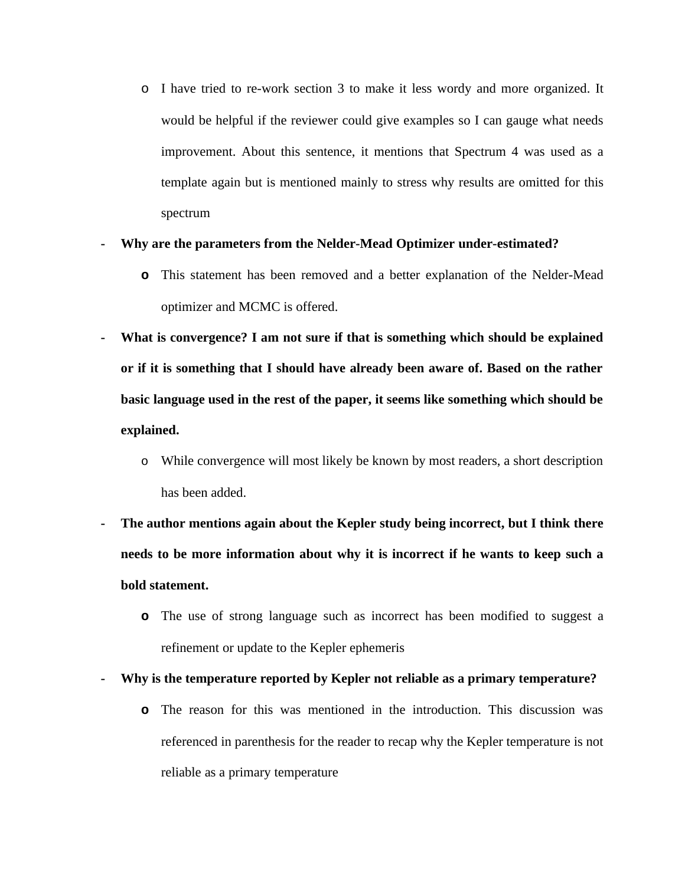- I have tried to re-work section 3 to make it less wordy and more organized. It would be helpful if the reviewer could give examples so I can gauge what needs improvement. About this sentence, it mentions that Spectrum 4 was used as a template again but is mentioned mainly to stress why results are omitted for this spectrum

- **Why are the parameters from the Nelder-Mead Optimizer under-estimated?**
  - This statement has been removed and a better explanation of the Nelder-Mead optimizer and MCMC is offered.

- **What is convergence? I am not sure if that is something which should be explained or if it is something that I should have already been aware of. Based on the rather basic language used in the rest of the paper, it seems like something which should be explained.**
  - While convergence will most likely be known by most readers, a short description has been added.

- **The author mentions again about the Kepler study being incorrect, but I think there needs to be more information about why it is incorrect if he wants to keep such a bold statement.**
  - The use of strong language such as incorrect has been modified to suggest a refinement or update to the Kepler ephemeris

- **Why is the temperature reported by Kepler not reliable as a primary temperature?**
  - The reason for this was mentioned in the introduction. This discussion was referenced in parenthesis for the reader to recap why the Kepler temperature is not reliable as a primary temperature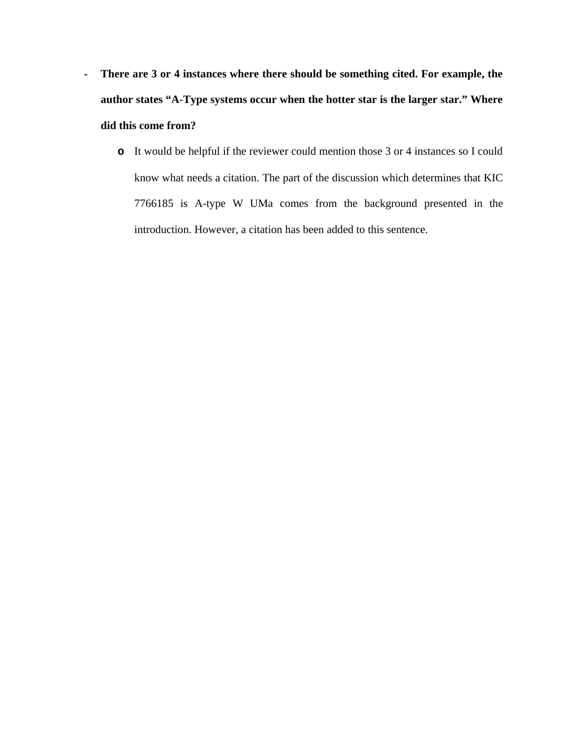- **There are 3 or 4 instances where there should be something cited. For example, the author states "A-Type systems occur when the hotter star is the larger star." Where did this come from?**
    - It would be helpful if the reviewer could mention those 3 or 4 instances so I could know what needs a citation. The part of the discussion which determines that KIC 7766185 is A-type W UMa comes from the background presented in the introduction. However, a citation has been added to this sentence.